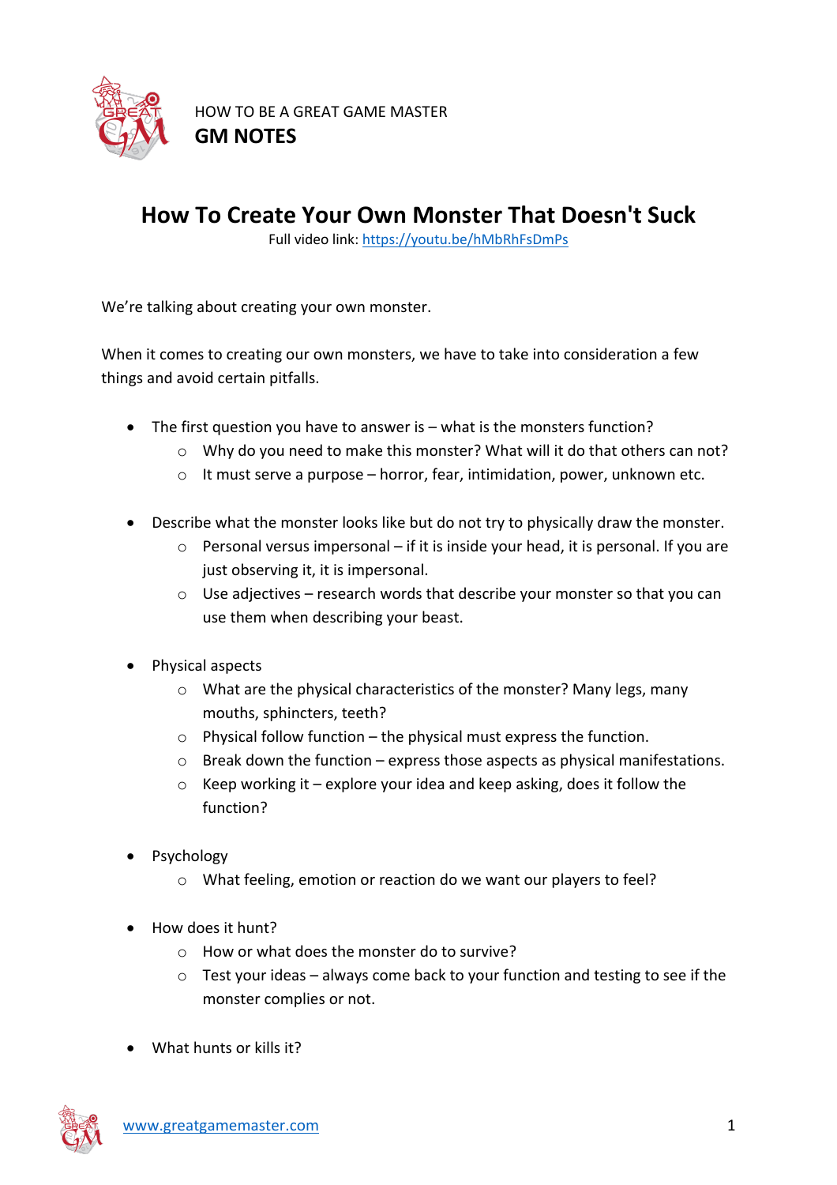HOW TO BE A GREAT GAME MASTER

**GM NOTES**

# How To Create Your Own Monster That Doesn't Suck

Full video link: https://youtu.be/hMbRhFsDmPs

We're talking about creating your own monster.

When it comes to creating our own monsters, we have to take into consideration a few things and avoid certain pitfalls.

- The first question you have to answer is – what is the monsters function?
    - Why do you need to make this monster? What will it do that others can not?
    - It must serve a purpose – horror, fear, intimidation, power, unknown etc.

- Describe what the monster looks like but do not try to physically draw the monster.
    - Personal versus impersonal – if it is inside your head, it is personal. If you are just observing it, it is impersonal.
    - Use adjectives – research words that describe your monster so that you can use them when describing your beast.

- Physical aspects
    - What are the physical characteristics of the monster? Many legs, many mouths, sphincters, teeth?
    - Physical follow function – the physical must express the function.
    - Break down the function – express those aspects as physical manifestations.
    - Keep working it – explore your idea and keep asking, does it follow the function?

- Psychology
    - What feeling, emotion or reaction do we want our players to feel?

- How does it hunt?
    - How or what does the monster do to survive?
    - Test your ideas – always come back to your function and testing to see if the monster complies or not.

- What hunts or kills it?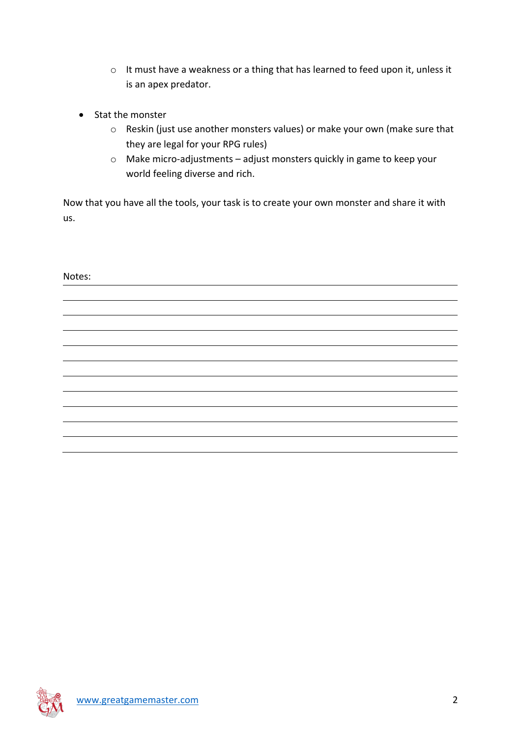- It must have a weakness or a thing that has learned to feed upon it, unless it is an apex predator.

- Stat the monster
    - Reskin (just use another monsters values) or make your own (make sure that they are legal for your RPG rules)
    - Make micro-adjustments – adjust monsters quickly in game to keep your world feeling diverse and rich.

Now that you have all the tools, your task is to create your own monster and share it with us.

Notes: